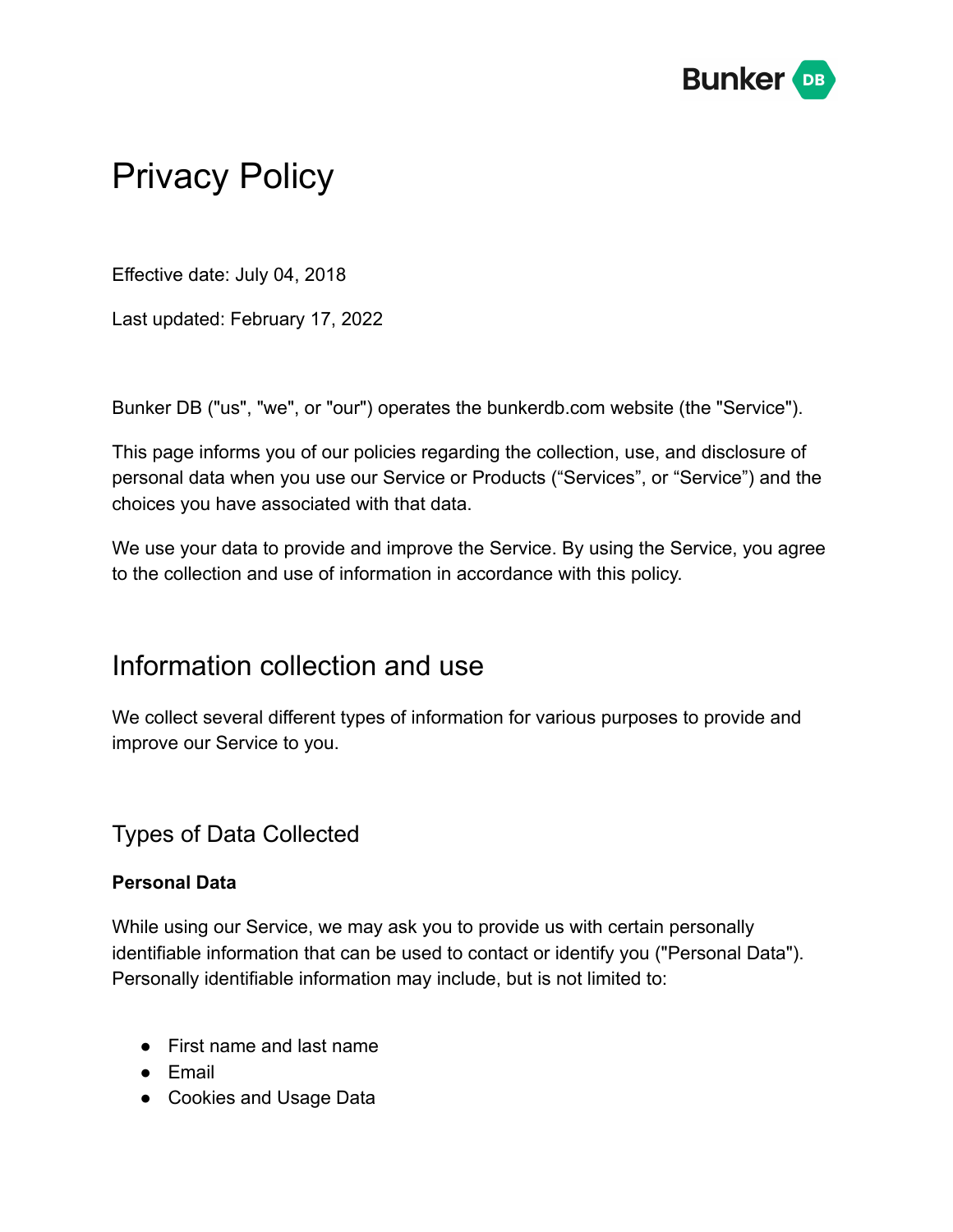# Privacy Policy

Effective date: July 04, 2018

Last updated: February 17, 2022

Bunker DB ("us", "we", or "our") operates the bunkerdb.com website (the "Service").

This page informs you of our policies regarding the collection, use, and disclosure of personal data when you use our Service or Products (“Services”, or “Service”) and the choices you have associated with that data.

We use your data to provide and improve the Service. By using the Service, you agree to the collection and use of information in accordance with this policy.

## Information collection and use

We collect several different types of information for various purposes to provide and improve our Service to you.

### Types of Data Collected

**Personal Data**

While using our Service, we may ask you to provide us with certain personally identifiable information that can be used to contact or identify you ("Personal Data"). Personally identifiable information may include, but is not limited to:

- First name and last name
- Email
- Cookies and Usage Data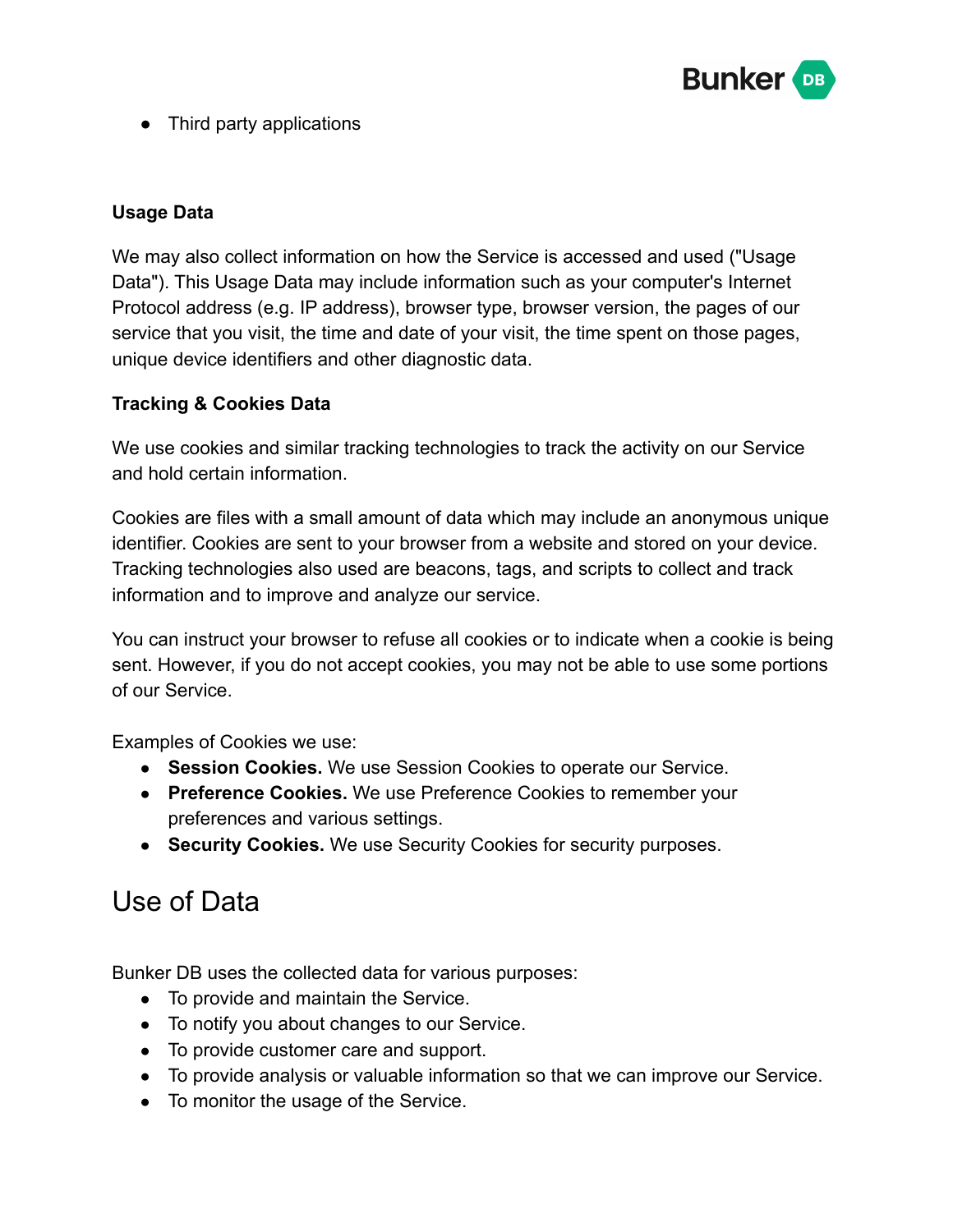- Third party applications

### Usage Data

We may also collect information on how the Service is accessed and used ("Usage Data"). This Usage Data may include information such as your computer's Internet Protocol address (e.g. IP address), browser type, browser version, the pages of our service that you visit, the time and date of your visit, the time spent on those pages, unique device identifiers and other diagnostic data.

### Tracking & Cookies Data

We use cookies and similar tracking technologies to track the activity on our Service and hold certain information.

Cookies are files with a small amount of data which may include an anonymous unique identifier. Cookies are sent to your browser from a website and stored on your device. Tracking technologies also used are beacons, tags, and scripts to collect and track information and to improve and analyze our service.

You can instruct your browser to refuse all cookies or to indicate when a cookie is being sent. However, if you do not accept cookies, you may not be able to use some portions of our Service.

Examples of Cookies we use:

- **Session Cookies.** We use Session Cookies to operate our Service.
- **Preference Cookies.** We use Preference Cookies to remember your preferences and various settings.
- **Security Cookies.** We use Security Cookies for security purposes.

## Use of Data

Bunker DB uses the collected data for various purposes:

- To provide and maintain the Service.
- To notify you about changes to our Service.
- To provide customer care and support.
- To provide analysis or valuable information so that we can improve our Service.
- To monitor the usage of the Service.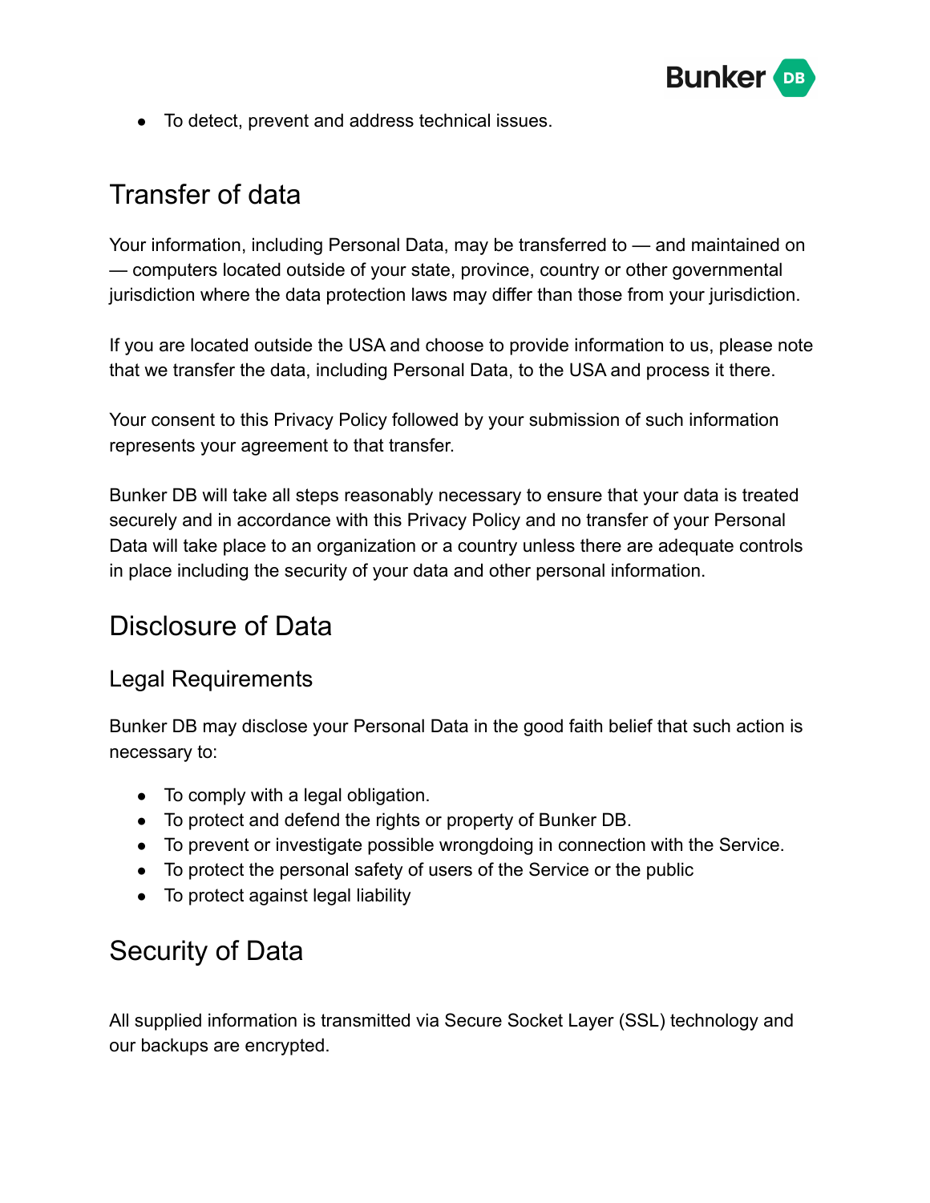- To detect, prevent and address technical issues.

## Transfer of data

Your information, including Personal Data, may be transferred to — and maintained on — computers located outside of your state, province, country or other governmental jurisdiction where the data protection laws may differ than those from your jurisdiction.

If you are located outside the USA and choose to provide information to us, please note that we transfer the data, including Personal Data, to the USA and process it there.

Your consent to this Privacy Policy followed by your submission of such information represents your agreement to that transfer.

Bunker DB will take all steps reasonably necessary to ensure that your data is treated securely and in accordance with this Privacy Policy and no transfer of your Personal Data will take place to an organization or a country unless there are adequate controls in place including the security of your data and other personal information.

## Disclosure of Data

### Legal Requirements

Bunker DB may disclose your Personal Data in the good faith belief that such action is necessary to:

- To comply with a legal obligation.
- To protect and defend the rights or property of Bunker DB.
- To prevent or investigate possible wrongdoing in connection with the Service.
- To protect the personal safety of users of the Service or the public
- To protect against legal liability

## Security of Data

All supplied information is transmitted via Secure Socket Layer (SSL) technology and our backups are encrypted.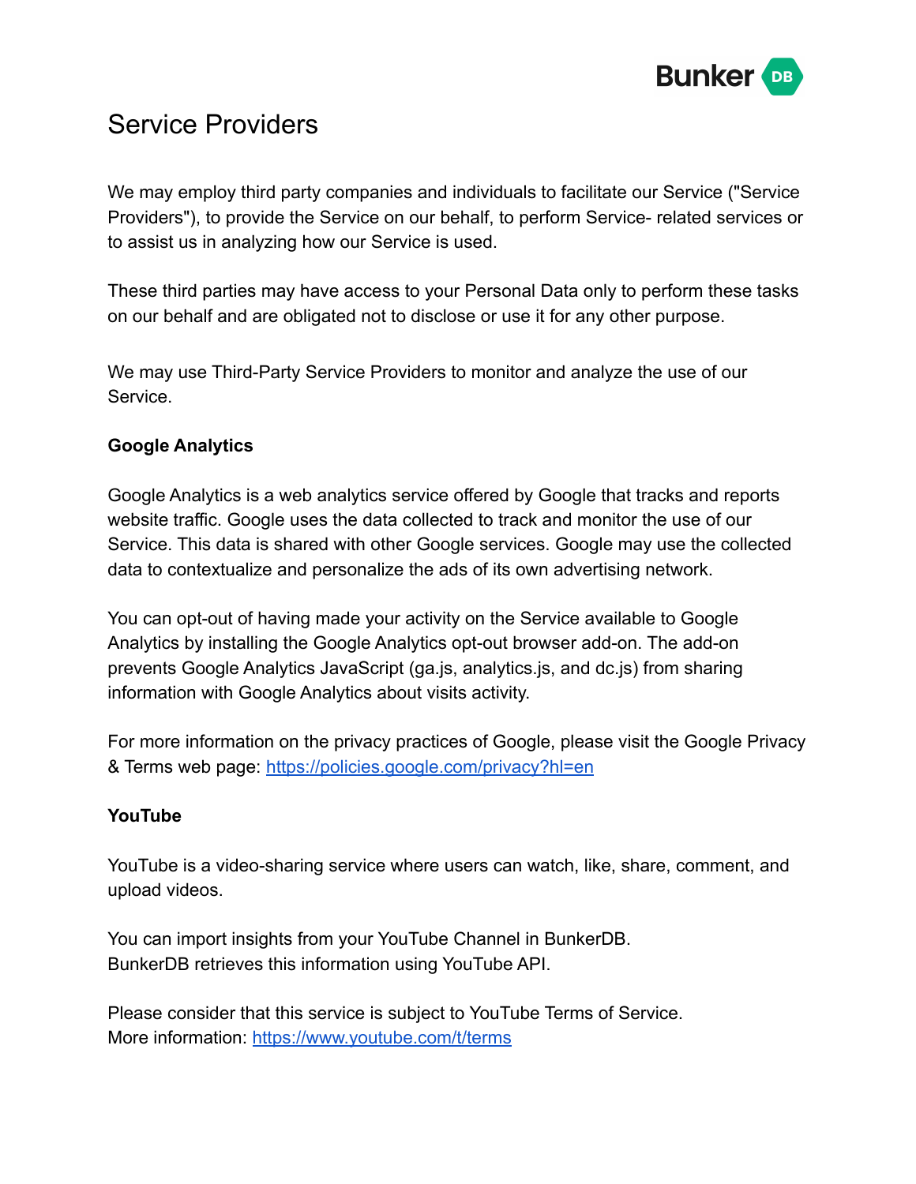## Service Providers

We may employ third party companies and individuals to facilitate our Service ("Service Providers"), to provide the Service on our behalf, to perform Service- related services or to assist us in analyzing how our Service is used.

These third parties may have access to your Personal Data only to perform these tasks on our behalf and are obligated not to disclose or use it for any other purpose.

We may use Third-Party Service Providers to monitor and analyze the use of our Service.

**Google Analytics**

Google Analytics is a web analytics service offered by Google that tracks and reports website traffic. Google uses the data collected to track and monitor the use of our Service. This data is shared with other Google services. Google may use the collected data to contextualize and personalize the ads of its own advertising network.

You can opt-out of having made your activity on the Service available to Google Analytics by installing the Google Analytics opt-out browser add-on. The add-on prevents Google Analytics JavaScript (ga.js, analytics.js, and dc.js) from sharing information with Google Analytics about visits activity.

For more information on the privacy practices of Google, please visit the Google Privacy & Terms web page: [https://policies.google.com/privacy?hl=en](https://policies.google.com/privacy?hl=en)

**YouTube**

YouTube is a video-sharing service where users can watch, like, share, comment, and upload videos.

You can import insights from your YouTube Channel in BunkerDB.
BunkerDB retrieves this information using YouTube API.

Please consider that this service is subject to YouTube Terms of Service.
More information: [https://www.youtube.com/t/terms](https://www.youtube.com/t/terms)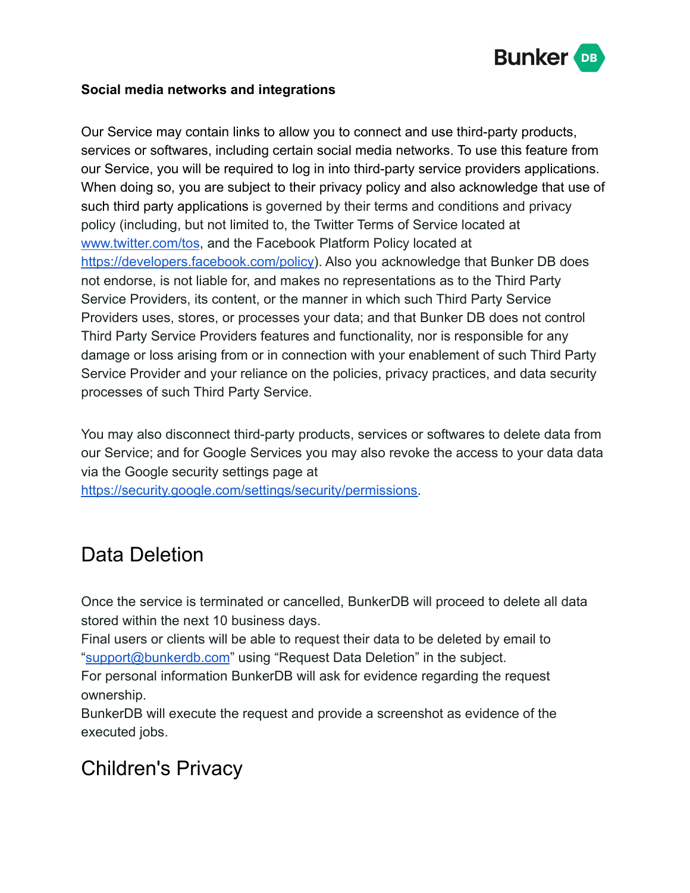**Social media networks and integrations**

Our Service may contain links to allow you to connect and use third-party products, services or softwares, including certain social media networks. To use this feature from our Service, you will be required to log in into third-party service providers applications. When doing so, you are subject to their privacy policy and also acknowledge that use of such third party applications is governed by their terms and conditions and privacy policy (including, but not limited to, the Twitter Terms of Service located at [www.twitter.com/tos](www.twitter.com/tos), and the Facebook Platform Policy located at [https://developers.facebook.com/policy](https://developers.facebook.com/policy)). Also you acknowledge that Bunker DB does not endorse, is not liable for, and makes no representations as to the Third Party Service Providers, its content, or the manner in which such Third Party Service Providers uses, stores, or processes your data; and that Bunker DB does not control Third Party Service Providers features and functionality, nor is responsible for any damage or loss arising from or in connection with your enablement of such Third Party Service Provider and your reliance on the policies, privacy practices, and data security processes of such Third Party Service.

You may also disconnect third-party products, services or softwares to delete data from our Service; and for Google Services you may also revoke the access to your data data via the Google security settings page at [https://security.google.com/settings/security/permissions](https://security.google.com/settings/security/permissions).

## Data Deletion

Once the service is terminated or cancelled, BunkerDB will proceed to delete all data stored within the next 10 business days.
Final users or clients will be able to request their data to be deleted by email to "[support@bunkerdb.com](mailto:support@bunkerdb.com)" using "Request Data Deletion" in the subject.
For personal information BunkerDB will ask for evidence regarding the request ownership.
BunkerDB will execute the request and provide a screenshot as evidence of the executed jobs.

## Children's Privacy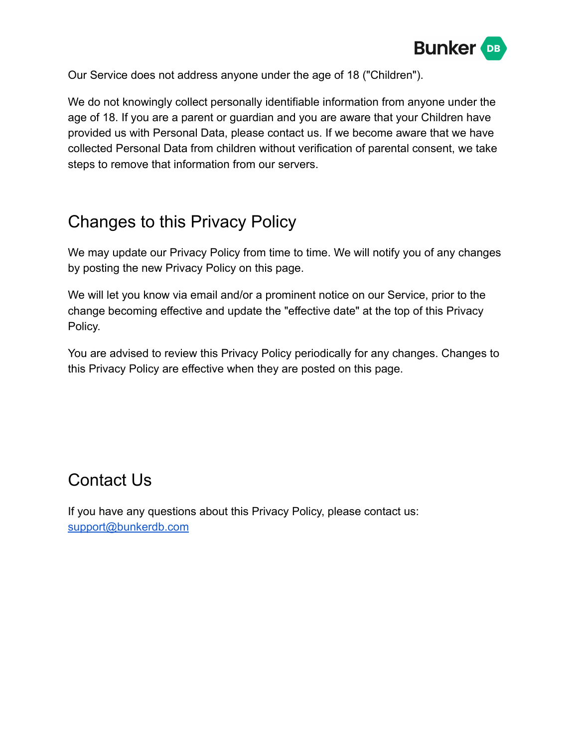Our Service does not address anyone under the age of 18 ("Children").

We do not knowingly collect personally identifiable information from anyone under the age of 18. If you are a parent or guardian and you are aware that your Children have provided us with Personal Data, please contact us. If we become aware that we have collected Personal Data from children without verification of parental consent, we take steps to remove that information from our servers.

## Changes to this Privacy Policy

We may update our Privacy Policy from time to time. We will notify you of any changes by posting the new Privacy Policy on this page.

We will let you know via email and/or a prominent notice on our Service, prior to the change becoming effective and update the "effective date" at the top of this Privacy Policy.

You are advised to review this Privacy Policy periodically for any changes. Changes to this Privacy Policy are effective when they are posted on this page.

## Contact Us

If you have any questions about this Privacy Policy, please contact us:
[support@bunkerdb.com](mailto:support@bunkerdb.com)